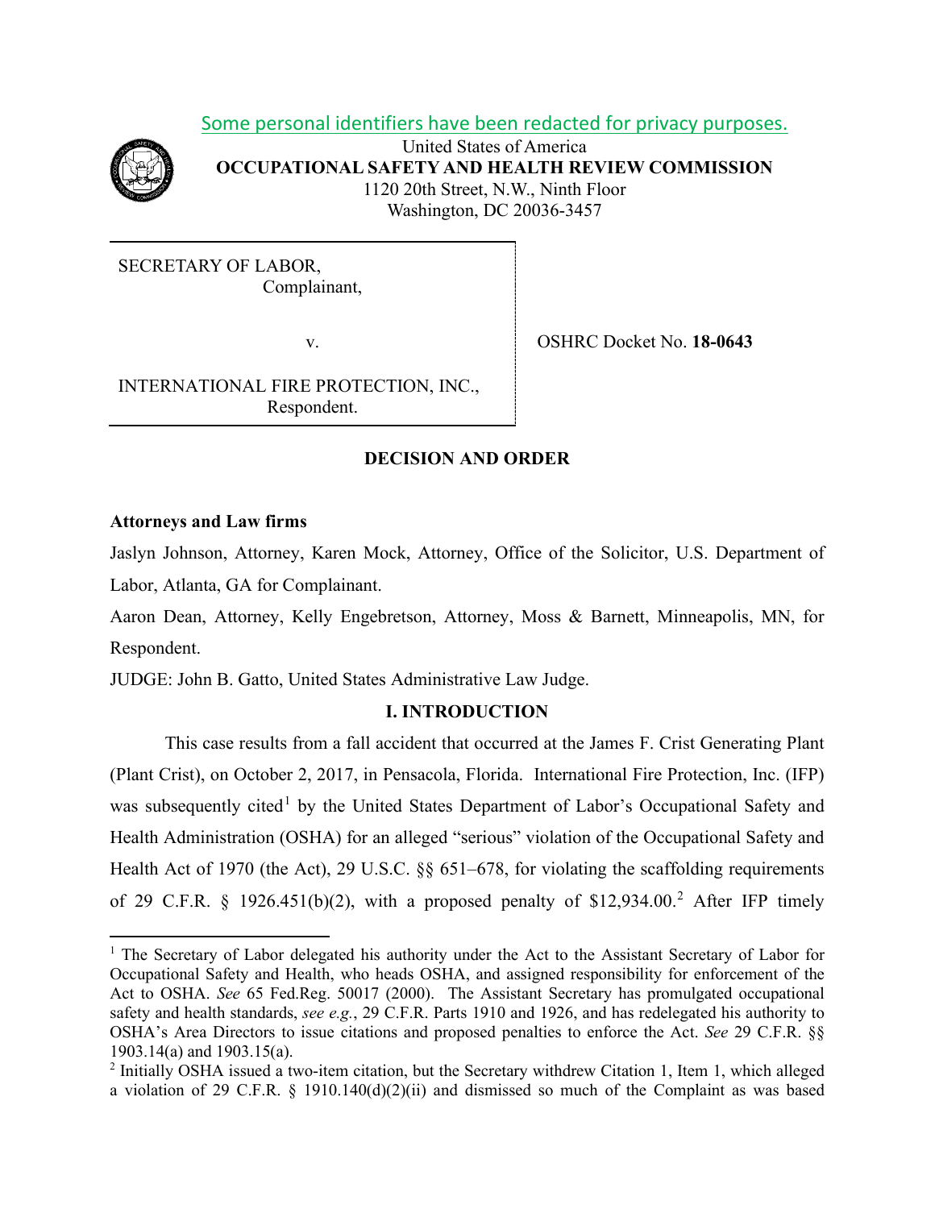Some personal identifiers have been redacted for privacy purposes.

United States of America
**OCCUPATIONAL SAFETY AND HEALTH REVIEW COMMISSION**
1120 20th Street, N.W., Ninth Floor
Washington, DC 20036-3457

| | |
|---|---|
| SECRETARY OF LABOR, Complainant, v. INTERNATIONAL FIRE PROTECTION, INC., Respondent. | OSHRC Docket No. **18-0643** |

## DECISION AND ORDER

**Attorneys and Law firms**

Jaslyn Johnson, Attorney, Karen Mock, Attorney, Office of the Solicitor, U.S. Department of Labor, Atlanta, GA for Complainant.

Aaron Dean, Attorney, Kelly Engebretson, Attorney, Moss & Barnett, Minneapolis, MN, for Respondent.

JUDGE: John B. Gatto, United States Administrative Law Judge.

## I. INTRODUCTION

This case results from a fall accident that occurred at the James F. Crist Generating Plant (Plant Crist), on October 2, 2017, in Pensacola, Florida. International Fire Protection, Inc. (IFP) was subsequently cited[1] by the United States Department of Labor's Occupational Safety and Health Administration (OSHA) for an alleged "serious" violation of the Occupational Safety and Health Act of 1970 (the Act), 29 U.S.C. §§ 651–678, for violating the scaffolding requirements of 29 C.F.R. § 1926.451(b)(2), with a proposed penalty of $12,934.00.[2] After IFP timely

---

[1] The Secretary of Labor delegated his authority under the Act to the Assistant Secretary of Labor for Occupational Safety and Health, who heads OSHA, and assigned responsibility for enforcement of the Act to OSHA. *See* 65 Fed.Reg. 50017 (2000). The Assistant Secretary has promulgated occupational safety and health standards, *see e.g.*, 29 C.F.R. Parts 1910 and 1926, and has redelegated his authority to OSHA's Area Directors to issue citations and proposed penalties to enforce the Act. *See* 29 C.F.R. §§ 1903.14(a) and 1903.15(a).

[2] Initially OSHA issued a two-item citation, but the Secretary withdrew Citation 1, Item 1, which alleged a violation of 29 C.F.R. § 1910.140(d)(2)(ii) and dismissed so much of the Complaint as was based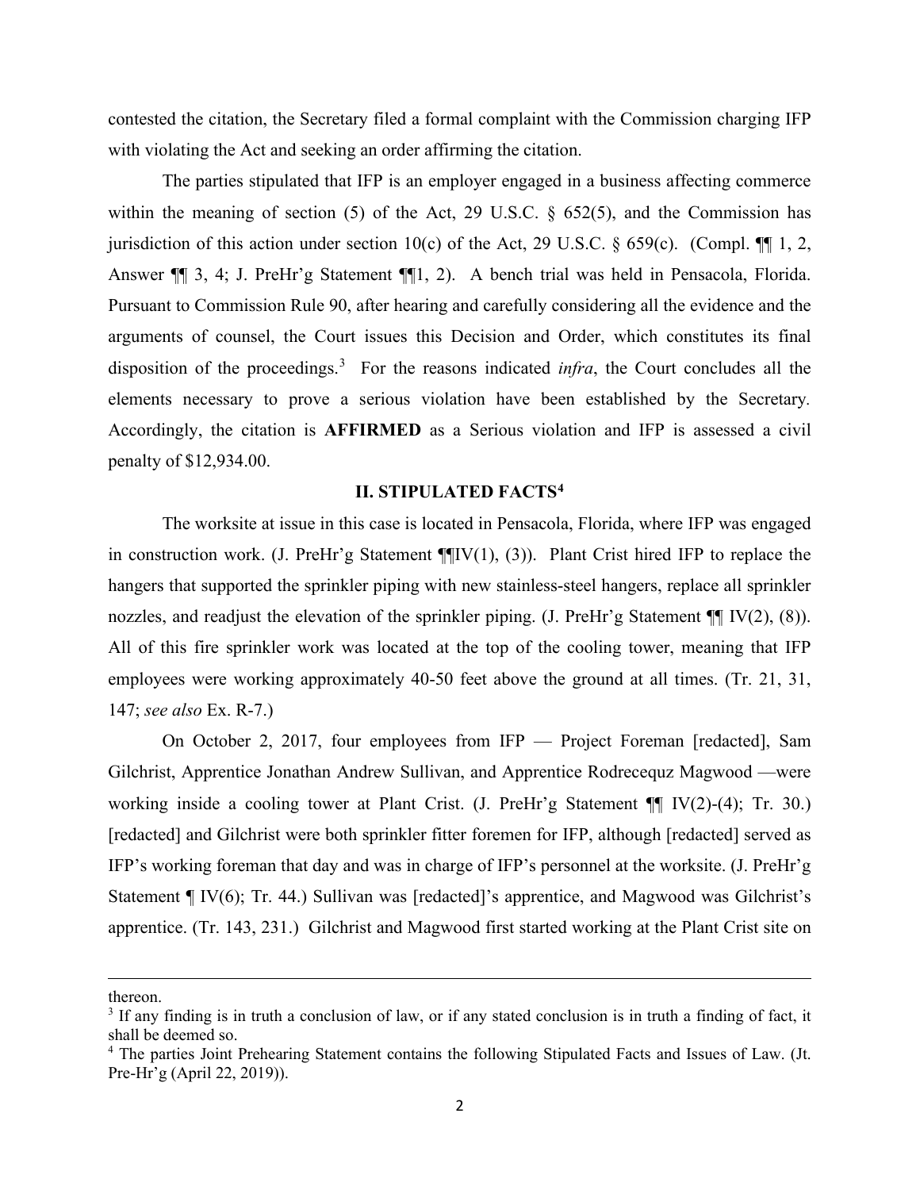contested the citation, the Secretary filed a formal complaint with the Commission charging IFP with violating the Act and seeking an order affirming the citation.

The parties stipulated that IFP is an employer engaged in a business affecting commerce within the meaning of section (5) of the Act, 29 U.S.C. § 652(5), and the Commission has jurisdiction of this action under section 10(c) of the Act, 29 U.S.C. § 659(c). (Compl. ¶¶ 1, 2, Answer ¶¶ 3, 4; J. PreHr'g Statement ¶¶1, 2). A bench trial was held in Pensacola, Florida. Pursuant to Commission Rule 90, after hearing and carefully considering all the evidence and the arguments of counsel, the Court issues this Decision and Order, which constitutes its final disposition of the proceedings.[3] For the reasons indicated *infra*, the Court concludes all the elements necessary to prove a serious violation have been established by the Secretary. Accordingly, the citation is **AFFIRMED** as a Serious violation and IFP is assessed a civil penalty of $12,934.00.

## II. STIPULATED FACTS[4]

The worksite at issue in this case is located in Pensacola, Florida, where IFP was engaged in construction work. (J. PreHr'g Statement ¶¶IV(1), (3)). Plant Crist hired IFP to replace the hangers that supported the sprinkler piping with new stainless-steel hangers, replace all sprinkler nozzles, and readjust the elevation of the sprinkler piping. (J. PreHr'g Statement ¶¶ IV(2), (8)). All of this fire sprinkler work was located at the top of the cooling tower, meaning that IFP employees were working approximately 40-50 feet above the ground at all times. (Tr. 21, 31, 147; *see also* Ex. R-7.)

On October 2, 2017, four employees from IFP — Project Foreman [redacted], Sam Gilchrist, Apprentice Jonathan Andrew Sullivan, and Apprentice Rodrecequz Magwood —were working inside a cooling tower at Plant Crist. (J. PreHr'g Statement ¶¶ IV(2)-(4); Tr. 30.) [redacted] and Gilchrist were both sprinkler fitter foremen for IFP, although [redacted] served as IFP's working foreman that day and was in charge of IFP's personnel at the worksite. (J. PreHr'g Statement ¶ IV(6); Tr. 44.) Sullivan was [redacted]'s apprentice, and Magwood was Gilchrist's apprentice. (Tr. 143, 231.) Gilchrist and Magwood first started working at the Plant Crist site on

---

thereon.

[3] If any finding is in truth a conclusion of law, or if any stated conclusion is in truth a finding of fact, it shall be deemed so.

[4] The parties Joint Prehearing Statement contains the following Stipulated Facts and Issues of Law. (Jt. Pre-Hr'g (April 22, 2019)).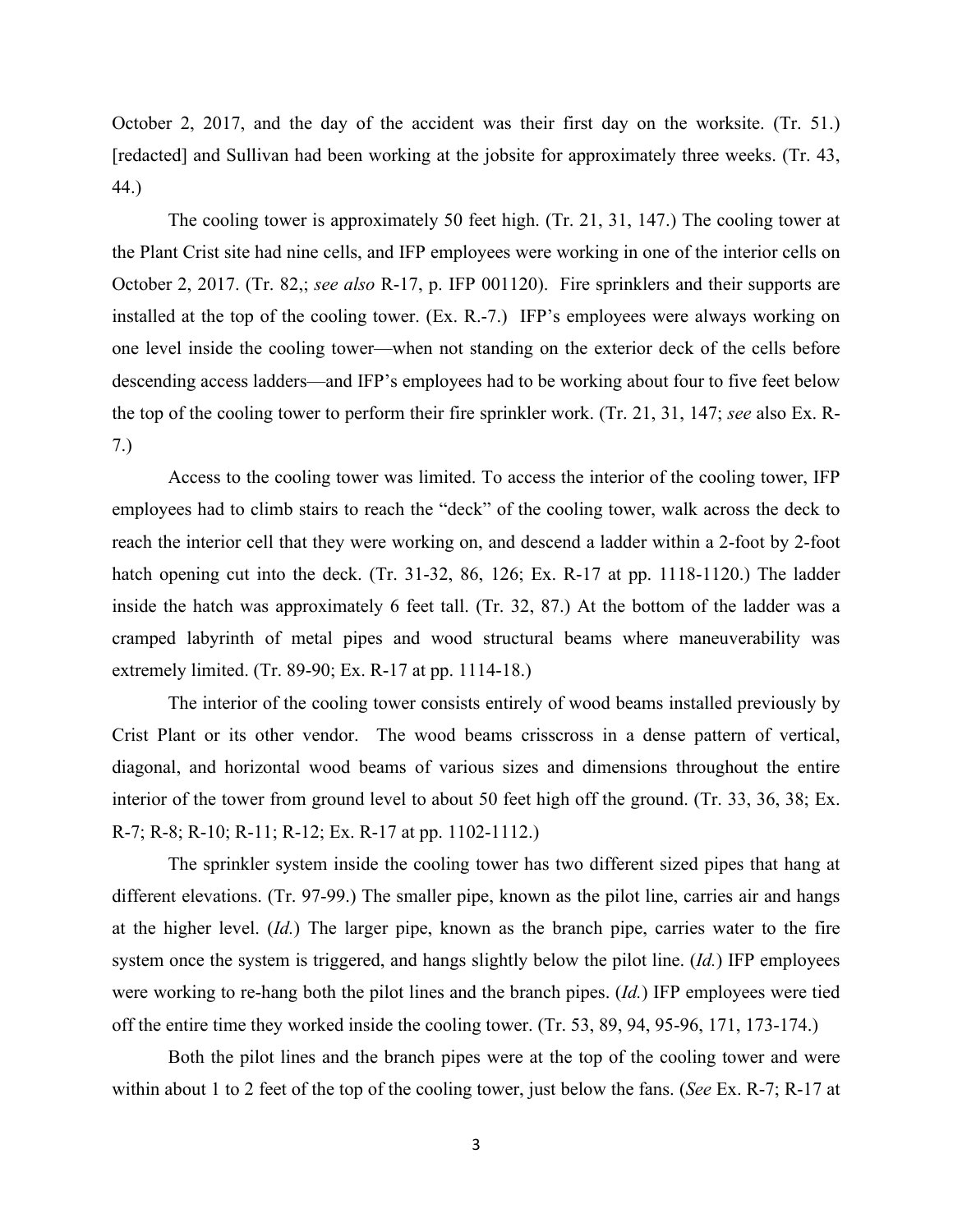October 2, 2017, and the day of the accident was their first day on the worksite. (Tr. 51.) [redacted] and Sullivan had been working at the jobsite for approximately three weeks. (Tr. 43, 44.)

The cooling tower is approximately 50 feet high. (Tr. 21, 31, 147.) The cooling tower at the Plant Crist site had nine cells, and IFP employees were working in one of the interior cells on October 2, 2017. (Tr. 82,; *see also* R-17, p. IFP 001120). Fire sprinklers and their supports are installed at the top of the cooling tower. (Ex. R.-7.) IFP's employees were always working on one level inside the cooling tower—when not standing on the exterior deck of the cells before descending access ladders—and IFP's employees had to be working about four to five feet below the top of the cooling tower to perform their fire sprinkler work. (Tr. 21, 31, 147; *see* also Ex. R-7.)

Access to the cooling tower was limited. To access the interior of the cooling tower, IFP employees had to climb stairs to reach the "deck" of the cooling tower, walk across the deck to reach the interior cell that they were working on, and descend a ladder within a 2-foot by 2-foot hatch opening cut into the deck. (Tr. 31-32, 86, 126; Ex. R-17 at pp. 1118-1120.) The ladder inside the hatch was approximately 6 feet tall. (Tr. 32, 87.) At the bottom of the ladder was a cramped labyrinth of metal pipes and wood structural beams where maneuverability was extremely limited. (Tr. 89-90; Ex. R-17 at pp. 1114-18.)

The interior of the cooling tower consists entirely of wood beams installed previously by Crist Plant or its other vendor. The wood beams crisscross in a dense pattern of vertical, diagonal, and horizontal wood beams of various sizes and dimensions throughout the entire interior of the tower from ground level to about 50 feet high off the ground. (Tr. 33, 36, 38; Ex. R-7; R-8; R-10; R-11; R-12; Ex. R-17 at pp. 1102-1112.)

The sprinkler system inside the cooling tower has two different sized pipes that hang at different elevations. (Tr. 97-99.) The smaller pipe, known as the pilot line, carries air and hangs at the higher level. (*Id.*) The larger pipe, known as the branch pipe, carries water to the fire system once the system is triggered, and hangs slightly below the pilot line. (*Id.*) IFP employees were working to re-hang both the pilot lines and the branch pipes. (*Id.*) IFP employees were tied off the entire time they worked inside the cooling tower. (Tr. 53, 89, 94, 95-96, 171, 173-174.)

Both the pilot lines and the branch pipes were at the top of the cooling tower and were within about 1 to 2 feet of the top of the cooling tower, just below the fans. (*See* Ex. R-7; R-17 at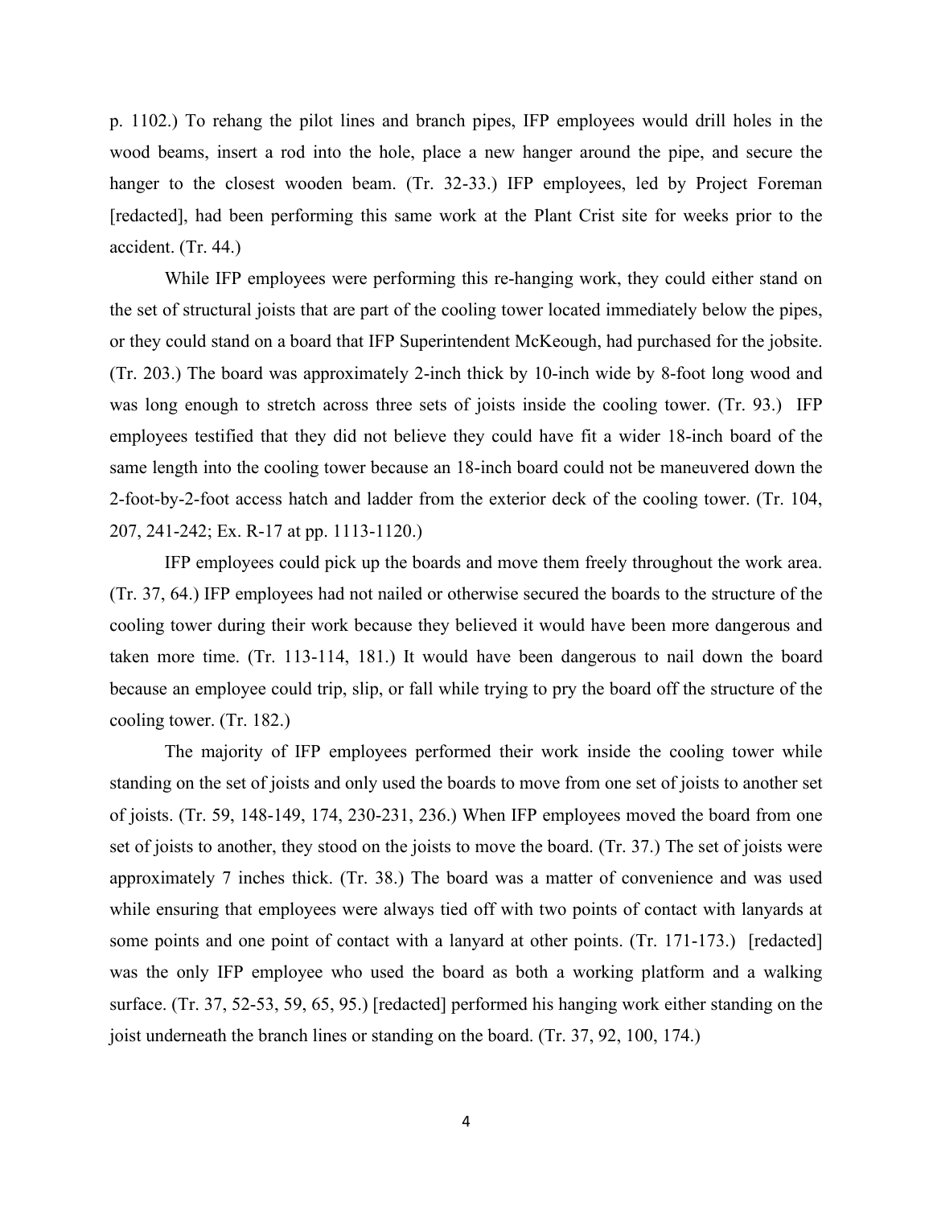p. 1102.) To rehang the pilot lines and branch pipes, IFP employees would drill holes in the wood beams, insert a rod into the hole, place a new hanger around the pipe, and secure the hanger to the closest wooden beam. (Tr. 32-33.) IFP employees, led by Project Foreman [redacted], had been performing this same work at the Plant Crist site for weeks prior to the accident. (Tr. 44.)

While IFP employees were performing this re-hanging work, they could either stand on the set of structural joists that are part of the cooling tower located immediately below the pipes, or they could stand on a board that IFP Superintendent McKeough, had purchased for the jobsite. (Tr. 203.) The board was approximately 2-inch thick by 10-inch wide by 8-foot long wood and was long enough to stretch across three sets of joists inside the cooling tower. (Tr. 93.) IFP employees testified that they did not believe they could have fit a wider 18-inch board of the same length into the cooling tower because an 18-inch board could not be maneuvered down the 2-foot-by-2-foot access hatch and ladder from the exterior deck of the cooling tower. (Tr. 104, 207, 241-242; Ex. R-17 at pp. 1113-1120.)

IFP employees could pick up the boards and move them freely throughout the work area. (Tr. 37, 64.) IFP employees had not nailed or otherwise secured the boards to the structure of the cooling tower during their work because they believed it would have been more dangerous and taken more time. (Tr. 113-114, 181.) It would have been dangerous to nail down the board because an employee could trip, slip, or fall while trying to pry the board off the structure of the cooling tower. (Tr. 182.)

The majority of IFP employees performed their work inside the cooling tower while standing on the set of joists and only used the boards to move from one set of joists to another set of joists. (Tr. 59, 148-149, 174, 230-231, 236.) When IFP employees moved the board from one set of joists to another, they stood on the joists to move the board. (Tr. 37.) The set of joists were approximately 7 inches thick. (Tr. 38.) The board was a matter of convenience and was used while ensuring that employees were always tied off with two points of contact with lanyards at some points and one point of contact with a lanyard at other points. (Tr. 171-173.) [redacted] was the only IFP employee who used the board as both a working platform and a walking surface. (Tr. 37, 52-53, 59, 65, 95.) [redacted] performed his hanging work either standing on the joist underneath the branch lines or standing on the board. (Tr. 37, 92, 100, 174.)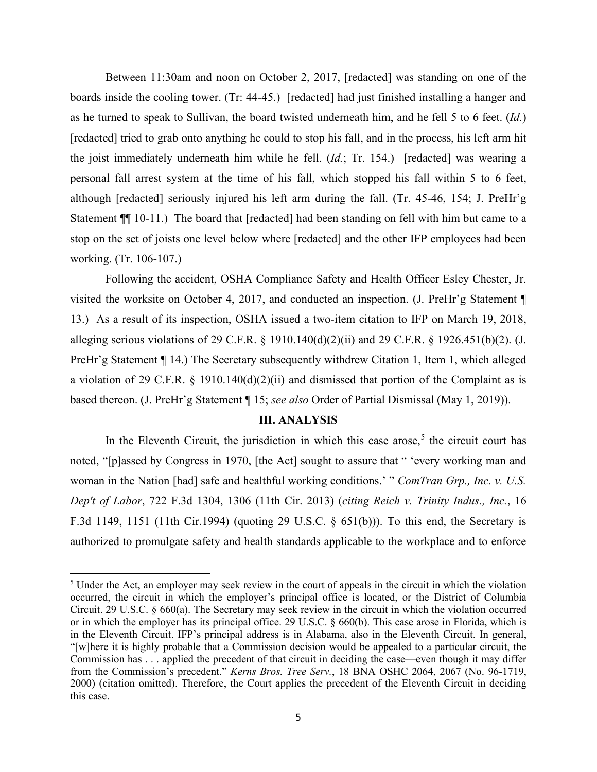Between 11:30am and noon on October 2, 2017, [redacted] was standing on one of the boards inside the cooling tower. (Tr: 44-45.) [redacted] had just finished installing a hanger and as he turned to speak to Sullivan, the board twisted underneath him, and he fell 5 to 6 feet. (*Id.*) [redacted] tried to grab onto anything he could to stop his fall, and in the process, his left arm hit the joist immediately underneath him while he fell. (*Id.*; Tr. 154.) [redacted] was wearing a personal fall arrest system at the time of his fall, which stopped his fall within 5 to 6 feet, although [redacted] seriously injured his left arm during the fall. (Tr. 45-46, 154; J. PreHr'g Statement ¶¶ 10-11.) The board that [redacted] had been standing on fell with him but came to a stop on the set of joists one level below where [redacted] and the other IFP employees had been working. (Tr. 106-107.)

Following the accident, OSHA Compliance Safety and Health Officer Esley Chester, Jr. visited the worksite on October 4, 2017, and conducted an inspection. (J. PreHr'g Statement ¶ 13.) As a result of its inspection, OSHA issued a two-item citation to IFP on March 19, 2018, alleging serious violations of 29 C.F.R. § 1910.140(d)(2)(ii) and 29 C.F.R. § 1926.451(b)(2). (J. PreHr'g Statement ¶ 14.) The Secretary subsequently withdrew Citation 1, Item 1, which alleged a violation of 29 C.F.R. § 1910.140(d)(2)(ii) and dismissed that portion of the Complaint as is based thereon. (J. PreHr'g Statement ¶ 15; *see also* Order of Partial Dismissal (May 1, 2019)).

## III. ANALYSIS

In the Eleventh Circuit, the jurisdiction in which this case arose,[5] the circuit court has noted, "[p]assed by Congress in 1970, [the Act] sought to assure that " 'every working man and woman in the Nation [had] safe and healthful working conditions.' " *ComTran Grp., Inc. v. U.S. Dep't of Labor*, 722 F.3d 1304, 1306 (11th Cir. 2013) (*citing Reich v. Trinity Indus., Inc.*, 16 F.3d 1149, 1151 (11th Cir.1994) (quoting 29 U.S.C. § 651(b))). To this end, the Secretary is authorized to promulgate safety and health standards applicable to the workplace and to enforce

---

[5] Under the Act, an employer may seek review in the court of appeals in the circuit in which the violation occurred, the circuit in which the employer's principal office is located, or the District of Columbia Circuit. 29 U.S.C. § 660(a). The Secretary may seek review in the circuit in which the violation occurred or in which the employer has its principal office. 29 U.S.C. § 660(b). This case arose in Florida, which is in the Eleventh Circuit. IFP's principal address is in Alabama, also in the Eleventh Circuit. In general, "[w]here it is highly probable that a Commission decision would be appealed to a particular circuit, the Commission has . . . applied the precedent of that circuit in deciding the case—even though it may differ from the Commission's precedent." *Kerns Bros. Tree Serv.*, 18 BNA OSHC 2064, 2067 (No. 96-1719, 2000) (citation omitted). Therefore, the Court applies the precedent of the Eleventh Circuit in deciding this case.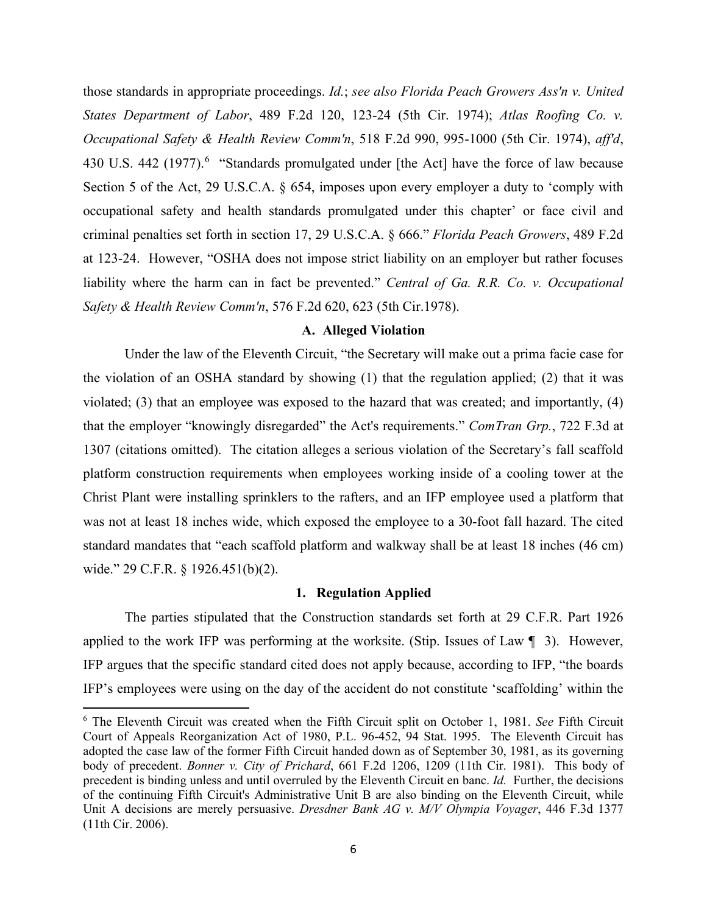those standards in appropriate proceedings. *Id.*; *see also Florida Peach Growers Ass'n v. United States Department of Labor*, 489 F.2d 120, 123-24 (5th Cir. 1974); *Atlas Roofing Co. v. Occupational Safety & Health Review Comm'n*, 518 F.2d 990, 995-1000 (5th Cir. 1974), *aff'd*, 430 U.S. 442 (1977).[6] "Standards promulgated under [the Act] have the force of law because Section 5 of the Act, 29 U.S.C.A. § 654, imposes upon every employer a duty to 'comply with occupational safety and health standards promulgated under this chapter' or face civil and criminal penalties set forth in section 17, 29 U.S.C.A. § 666." *Florida Peach Growers*, 489 F.2d at 123-24. However, "OSHA does not impose strict liability on an employer but rather focuses liability where the harm can in fact be prevented." *Central of Ga. R.R. Co. v. Occupational Safety & Health Review Comm'n*, 576 F.2d 620, 623 (5th Cir.1978).

### A. Alleged Violation

Under the law of the Eleventh Circuit, "the Secretary will make out a prima facie case for the violation of an OSHA standard by showing (1) that the regulation applied; (2) that it was violated; (3) that an employee was exposed to the hazard that was created; and importantly, (4) that the employer "knowingly disregarded" the Act's requirements." *ComTran Grp.*, 722 F.3d at 1307 (citations omitted). The citation alleges a serious violation of the Secretary's fall scaffold platform construction requirements when employees working inside of a cooling tower at the Christ Plant were installing sprinklers to the rafters, and an IFP employee used a platform that was not at least 18 inches wide, which exposed the employee to a 30-foot fall hazard. The cited standard mandates that "each scaffold platform and walkway shall be at least 18 inches (46 cm) wide." 29 C.F.R. § 1926.451(b)(2).

#### 1. Regulation Applied

The parties stipulated that the Construction standards set forth at 29 C.F.R. Part 1926 applied to the work IFP was performing at the worksite. (Stip. Issues of Law ¶ 3). However, IFP argues that the specific standard cited does not apply because, according to IFP, "the boards IFP's employees were using on the day of the accident do not constitute 'scaffolding' within the

---

[6] The Eleventh Circuit was created when the Fifth Circuit split on October 1, 1981. *See* Fifth Circuit Court of Appeals Reorganization Act of 1980, P.L. 96-452, 94 Stat. 1995. The Eleventh Circuit has adopted the case law of the former Fifth Circuit handed down as of September 30, 1981, as its governing body of precedent. *Bonner v. City of Prichard*, 661 F.2d 1206, 1209 (11th Cir. 1981). This body of precedent is binding unless and until overruled by the Eleventh Circuit en banc. *Id.* Further, the decisions of the continuing Fifth Circuit's Administrative Unit B are also binding on the Eleventh Circuit, while Unit A decisions are merely persuasive. *Dresdner Bank AG v. M/V Olympia Voyager*, 446 F.3d 1377 (11th Cir. 2006).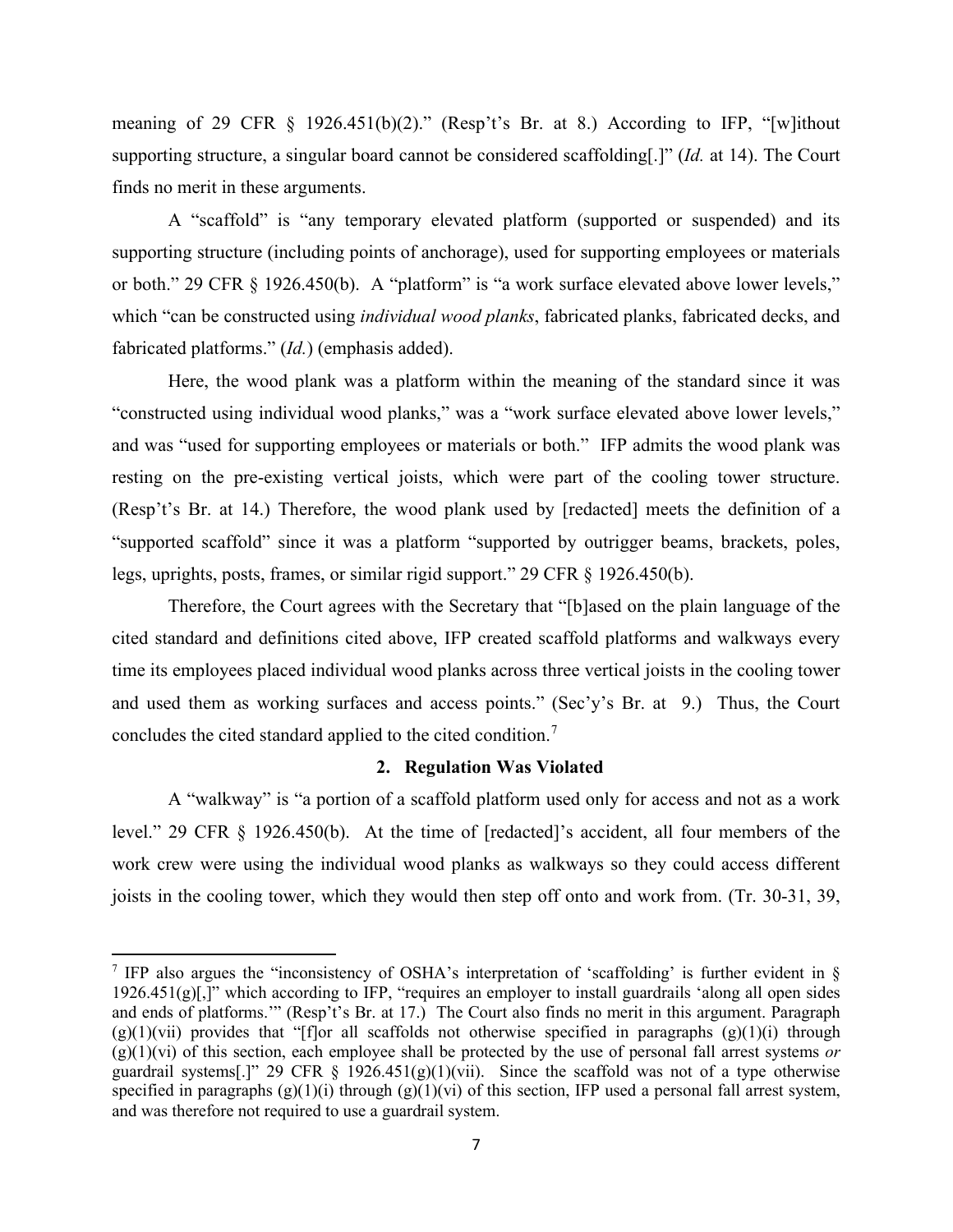meaning of 29 CFR § 1926.451(b)(2)." (Resp't's Br. at 8.) According to IFP, "[w]ithout supporting structure, a singular board cannot be considered scaffolding[.]" (*Id.* at 14). The Court finds no merit in these arguments.

A "scaffold" is "any temporary elevated platform (supported or suspended) and its supporting structure (including points of anchorage), used for supporting employees or materials or both." 29 CFR § 1926.450(b). A "platform" is "a work surface elevated above lower levels," which "can be constructed using *individual wood planks*, fabricated planks, fabricated decks, and fabricated platforms." (*Id.*) (emphasis added).

Here, the wood plank was a platform within the meaning of the standard since it was "constructed using individual wood planks," was a "work surface elevated above lower levels," and was "used for supporting employees or materials or both." IFP admits the wood plank was resting on the pre-existing vertical joists, which were part of the cooling tower structure. (Resp't's Br. at 14.) Therefore, the wood plank used by [redacted] meets the definition of a "supported scaffold" since it was a platform "supported by outrigger beams, brackets, poles, legs, uprights, posts, frames, or similar rigid support." 29 CFR § 1926.450(b).

Therefore, the Court agrees with the Secretary that "[b]ased on the plain language of the cited standard and definitions cited above, IFP created scaffold platforms and walkways every time its employees placed individual wood planks across three vertical joists in the cooling tower and used them as working surfaces and access points." (Sec'y's Br. at 9.) Thus, the Court concludes the cited standard applied to the cited condition.[7]

### 2. Regulation Was Violated

A "walkway" is "a portion of a scaffold platform used only for access and not as a work level." 29 CFR § 1926.450(b). At the time of [redacted]'s accident, all four members of the work crew were using the individual wood planks as walkways so they could access different joists in the cooling tower, which they would then step off onto and work from. (Tr. 30-31, 39,

---

[7] IFP also argues the "inconsistency of OSHA's interpretation of 'scaffolding' is further evident in § 1926.451(g)[,]" which according to IFP, "requires an employer to install guardrails 'along all open sides and ends of platforms.'" (Resp't's Br. at 17.) The Court also finds no merit in this argument. Paragraph (g)(1)(vii) provides that "[f]or all scaffolds not otherwise specified in paragraphs (g)(1)(i) through (g)(1)(vi) of this section, each employee shall be protected by the use of personal fall arrest systems *or* guardrail systems[.]" 29 CFR § 1926.451(g)(1)(vii). Since the scaffold was not of a type otherwise specified in paragraphs (g)(1)(i) through (g)(1)(vi) of this section, IFP used a personal fall arrest system, and was therefore not required to use a guardrail system.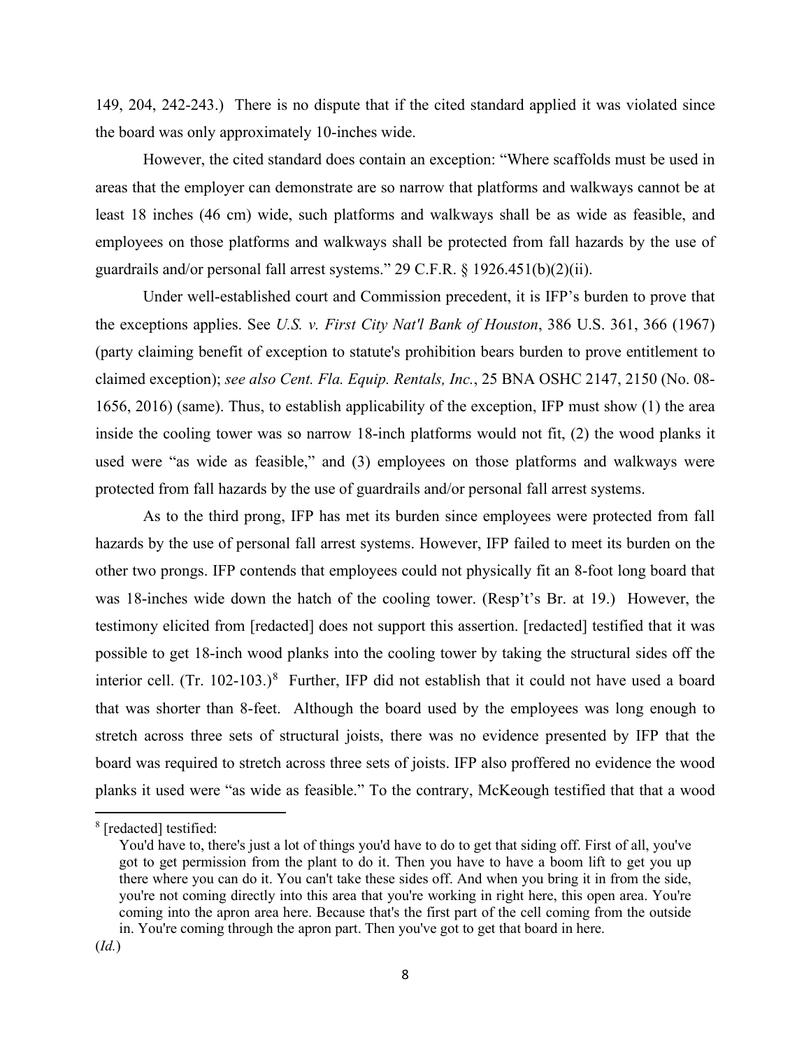149, 204, 242-243.) There is no dispute that if the cited standard applied it was violated since the board was only approximately 10-inches wide.

However, the cited standard does contain an exception: "Where scaffolds must be used in areas that the employer can demonstrate are so narrow that platforms and walkways cannot be at least 18 inches (46 cm) wide, such platforms and walkways shall be as wide as feasible, and employees on those platforms and walkways shall be protected from fall hazards by the use of guardrails and/or personal fall arrest systems." 29 C.F.R. § 1926.451(b)(2)(ii).

Under well-established court and Commission precedent, it is IFP's burden to prove that the exceptions applies. See *U.S. v. First City Nat'l Bank of Houston*, 386 U.S. 361, 366 (1967) (party claiming benefit of exception to statute's prohibition bears burden to prove entitlement to claimed exception); *see also Cent. Fla. Equip. Rentals, Inc.*, 25 BNA OSHC 2147, 2150 (No. 08-1656, 2016) (same). Thus, to establish applicability of the exception, IFP must show (1) the area inside the cooling tower was so narrow 18-inch platforms would not fit, (2) the wood planks it used were "as wide as feasible," and (3) employees on those platforms and walkways were protected from fall hazards by the use of guardrails and/or personal fall arrest systems.

As to the third prong, IFP has met its burden since employees were protected from fall hazards by the use of personal fall arrest systems. However, IFP failed to meet its burden on the other two prongs. IFP contends that employees could not physically fit an 8-foot long board that was 18-inches wide down the hatch of the cooling tower. (Resp't's Br. at 19.) However, the testimony elicited from [redacted] does not support this assertion. [redacted] testified that it was possible to get 18-inch wood planks into the cooling tower by taking the structural sides off the interior cell. (Tr. 102-103.)[8] Further, IFP did not establish that it could not have used a board that was shorter than 8-feet. Although the board used by the employees was long enough to stretch across three sets of structural joists, there was no evidence presented by IFP that the board was required to stretch across three sets of joists. IFP also proffered no evidence the wood planks it used were "as wide as feasible." To the contrary, McKeough testified that that a wood

---

[8] [redacted] testified:

> You'd have to, there's just a lot of things you'd have to do to get that siding off. First of all, you've got to get permission from the plant to do it. Then you have to have a boom lift to get you up there where you can do it. You can't take these sides off. And when you bring it in from the side, you're not coming directly into this area that you're working in right here, this open area. You're coming into the apron area here. Because that's the first part of the cell coming from the outside in. You're coming through the apron part. Then you've got to get that board in here.

(*Id.*)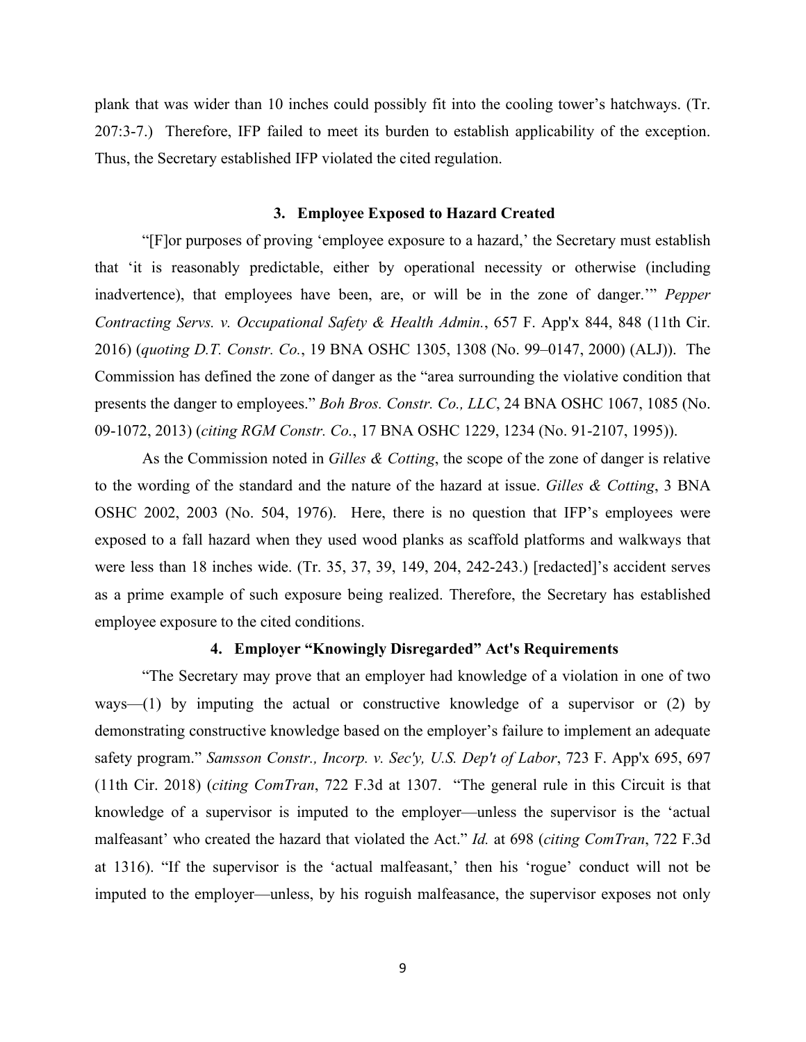plank that was wider than 10 inches could possibly fit into the cooling tower's hatchways. (Tr. 207:3-7.) Therefore, IFP failed to meet its burden to establish applicability of the exception. Thus, the Secretary established IFP violated the cited regulation.

### 3. Employee Exposed to Hazard Created

"[F]or purposes of proving 'employee exposure to a hazard,' the Secretary must establish that 'it is reasonably predictable, either by operational necessity or otherwise (including inadvertence), that employees have been, are, or will be in the zone of danger.'" *Pepper Contracting Servs. v. Occupational Safety & Health Admin.*, 657 F. App'x 844, 848 (11th Cir. 2016) (*quoting D.T. Constr. Co.*, 19 BNA OSHC 1305, 1308 (No. 99–0147, 2000) (ALJ)). The Commission has defined the zone of danger as the "area surrounding the violative condition that presents the danger to employees." *Boh Bros. Constr. Co., LLC*, 24 BNA OSHC 1067, 1085 (No. 09-1072, 2013) (*citing RGM Constr. Co.*, 17 BNA OSHC 1229, 1234 (No. 91-2107, 1995)).

As the Commission noted in *Gilles & Cotting*, the scope of the zone of danger is relative to the wording of the standard and the nature of the hazard at issue. *Gilles & Cotting*, 3 BNA OSHC 2002, 2003 (No. 504, 1976). Here, there is no question that IFP's employees were exposed to a fall hazard when they used wood planks as scaffold platforms and walkways that were less than 18 inches wide. (Tr. 35, 37, 39, 149, 204, 242-243.) [redacted]'s accident serves as a prime example of such exposure being realized. Therefore, the Secretary has established employee exposure to the cited conditions.

### 4. Employer "Knowingly Disregarded" Act's Requirements

"The Secretary may prove that an employer had knowledge of a violation in one of two ways—(1) by imputing the actual or constructive knowledge of a supervisor or (2) by demonstrating constructive knowledge based on the employer's failure to implement an adequate safety program." *Samsson Constr., Incorp. v. Sec'y, U.S. Dep't of Labor*, 723 F. App'x 695, 697 (11th Cir. 2018) (*citing ComTran*, 722 F.3d at 1307. "The general rule in this Circuit is that knowledge of a supervisor is imputed to the employer—unless the supervisor is the 'actual malfeasant' who created the hazard that violated the Act." *Id.* at 698 (*citing ComTran*, 722 F.3d at 1316). "If the supervisor is the 'actual malfeasant,' then his 'rogue' conduct will not be imputed to the employer—unless, by his roguish malfeasance, the supervisor exposes not only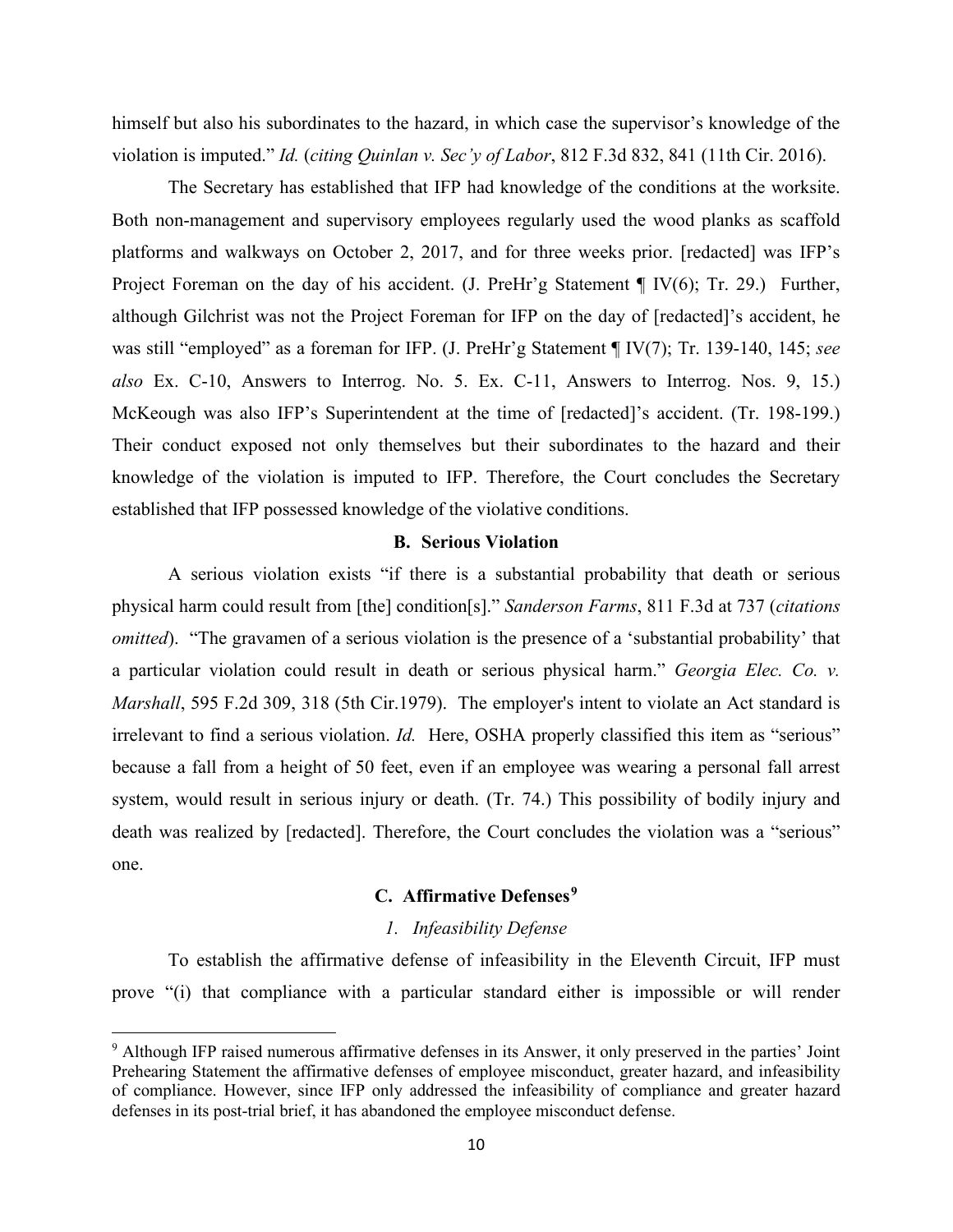himself but also his subordinates to the hazard, in which case the supervisor's knowledge of the violation is imputed." *Id.* (*citing Quinlan v. Sec'y of Labor*, 812 F.3d 832, 841 (11th Cir. 2016).

The Secretary has established that IFP had knowledge of the conditions at the worksite. Both non-management and supervisory employees regularly used the wood planks as scaffold platforms and walkways on October 2, 2017, and for three weeks prior. [redacted] was IFP's Project Foreman on the day of his accident. (J. PreHr'g Statement ¶ IV(6); Tr. 29.) Further, although Gilchrist was not the Project Foreman for IFP on the day of [redacted]'s accident, he was still "employed" as a foreman for IFP. (J. PreHr'g Statement ¶ IV(7); Tr. 139-140, 145; *see also* Ex. C-10, Answers to Interrog. No. 5. Ex. C-11, Answers to Interrog. Nos. 9, 15.) McKeough was also IFP's Superintendent at the time of [redacted]'s accident. (Tr. 198-199.) Their conduct exposed not only themselves but their subordinates to the hazard and their knowledge of the violation is imputed to IFP. Therefore, the Court concludes the Secretary established that IFP possessed knowledge of the violative conditions.

### B. Serious Violation

A serious violation exists "if there is a substantial probability that death or serious physical harm could result from [the] condition[s]." *Sanderson Farms*, 811 F.3d at 737 (*citations omitted*). "The gravamen of a serious violation is the presence of a 'substantial probability' that a particular violation could result in death or serious physical harm." *Georgia Elec. Co. v. Marshall*, 595 F.2d 309, 318 (5th Cir.1979). The employer's intent to violate an Act standard is irrelevant to find a serious violation. *Id.* Here, OSHA properly classified this item as "serious" because a fall from a height of 50 feet, even if an employee was wearing a personal fall arrest system, would result in serious injury or death. (Tr. 74.) This possibility of bodily injury and death was realized by [redacted]. Therefore, the Court concludes the violation was a "serious" one.

### C. Affirmative Defenses[9]

#### *1. Infeasibility Defense*

To establish the affirmative defense of infeasibility in the Eleventh Circuit, IFP must prove "(i) that compliance with a particular standard either is impossible or will render

---

[9] Although IFP raised numerous affirmative defenses in its Answer, it only preserved in the parties' Joint Prehearing Statement the affirmative defenses of employee misconduct, greater hazard, and infeasibility of compliance. However, since IFP only addressed the infeasibility of compliance and greater hazard defenses in its post-trial brief, it has abandoned the employee misconduct defense.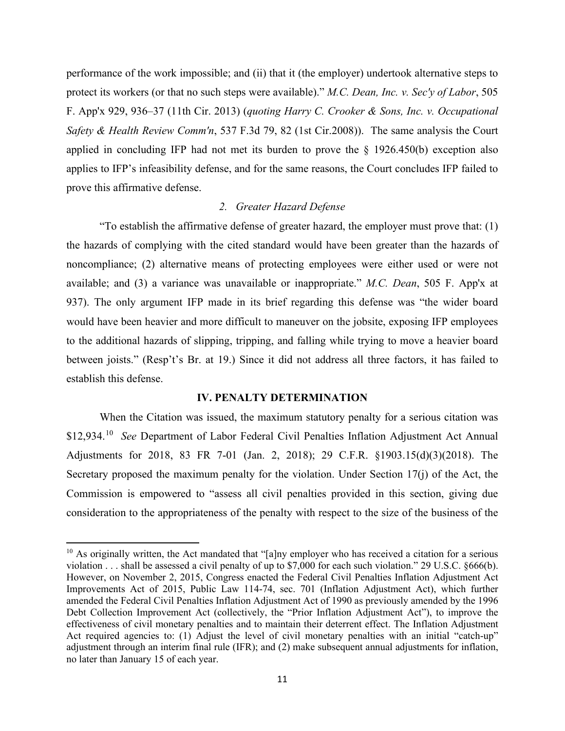performance of the work impossible; and (ii) that it (the employer) undertook alternative steps to protect its workers (or that no such steps were available)." *M.C. Dean, Inc. v. Sec'y of Labor*, 505 F. App'x 929, 936–37 (11th Cir. 2013) (*quoting Harry C. Crooker & Sons, Inc. v. Occupational Safety & Health Review Comm'n*, 537 F.3d 79, 82 (1st Cir.2008)). The same analysis the Court applied in concluding IFP had not met its burden to prove the § 1926.450(b) exception also applies to IFP's infeasibility defense, and for the same reasons, the Court concludes IFP failed to prove this affirmative defense.

*2. Greater Hazard Defense*

"To establish the affirmative defense of greater hazard, the employer must prove that: (1) the hazards of complying with the cited standard would have been greater than the hazards of noncompliance; (2) alternative means of protecting employees were either used or were not available; and (3) a variance was unavailable or inappropriate." *M.C. Dean*, 505 F. App'x at 937). The only argument IFP made in its brief regarding this defense was "the wider board would have been heavier and more difficult to maneuver on the jobsite, exposing IFP employees to the additional hazards of slipping, tripping, and falling while trying to move a heavier board between joists." (Resp't's Br. at 19.) Since it did not address all three factors, it has failed to establish this defense.

## IV. PENALTY DETERMINATION

When the Citation was issued, the maximum statutory penalty for a serious citation was \$12,934.[10] *See* Department of Labor Federal Civil Penalties Inflation Adjustment Act Annual Adjustments for 2018, 83 FR 7-01 (Jan. 2, 2018); 29 C.F.R. §1903.15(d)(3)(2018). The Secretary proposed the maximum penalty for the violation. Under Section 17(j) of the Act, the Commission is empowered to "assess all civil penalties provided in this section, giving due consideration to the appropriateness of the penalty with respect to the size of the business of the

[10] As originally written, the Act mandated that "[a]ny employer who has received a citation for a serious violation . . . shall be assessed a civil penalty of up to \$7,000 for each such violation." 29 U.S.C. §666(b). However, on November 2, 2015, Congress enacted the Federal Civil Penalties Inflation Adjustment Act Improvements Act of 2015, Public Law 114-74, sec. 701 (Inflation Adjustment Act), which further amended the Federal Civil Penalties Inflation Adjustment Act of 1990 as previously amended by the 1996 Debt Collection Improvement Act (collectively, the "Prior Inflation Adjustment Act"), to improve the effectiveness of civil monetary penalties and to maintain their deterrent effect. The Inflation Adjustment Act required agencies to: (1) Adjust the level of civil monetary penalties with an initial "catch-up" adjustment through an interim final rule (IFR); and (2) make subsequent annual adjustments for inflation, no later than January 15 of each year.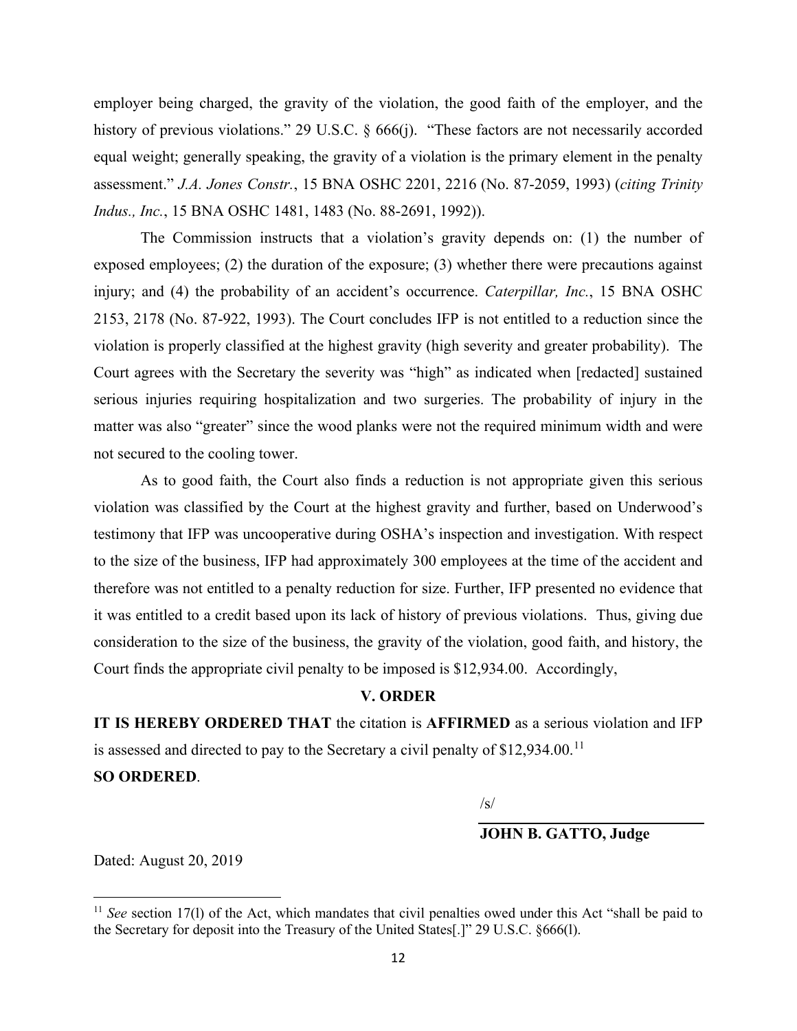employer being charged, the gravity of the violation, the good faith of the employer, and the history of previous violations." 29 U.S.C. § 666(j). "These factors are not necessarily accorded equal weight; generally speaking, the gravity of a violation is the primary element in the penalty assessment." *J.A. Jones Constr.*, 15 BNA OSHC 2201, 2216 (No. 87-2059, 1993) (*citing Trinity Indus., Inc.*, 15 BNA OSHC 1481, 1483 (No. 88-2691, 1992)).

The Commission instructs that a violation's gravity depends on: (1) the number of exposed employees; (2) the duration of the exposure; (3) whether there were precautions against injury; and (4) the probability of an accident's occurrence. *Caterpillar, Inc.*, 15 BNA OSHC 2153, 2178 (No. 87-922, 1993). The Court concludes IFP is not entitled to a reduction since the violation is properly classified at the highest gravity (high severity and greater probability). The Court agrees with the Secretary the severity was "high" as indicated when [redacted] sustained serious injuries requiring hospitalization and two surgeries. The probability of injury in the matter was also "greater" since the wood planks were not the required minimum width and were not secured to the cooling tower.

As to good faith, the Court also finds a reduction is not appropriate given this serious violation was classified by the Court at the highest gravity and further, based on Underwood's testimony that IFP was uncooperative during OSHA's inspection and investigation. With respect to the size of the business, IFP had approximately 300 employees at the time of the accident and therefore was not entitled to a penalty reduction for size. Further, IFP presented no evidence that it was entitled to a credit based upon its lack of history of previous violations. Thus, giving due consideration to the size of the business, the gravity of the violation, good faith, and history, the Court finds the appropriate civil penalty to be imposed is $12,934.00. Accordingly,

## V. ORDER

**IT IS HEREBY ORDERED THAT** the citation is **AFFIRMED** as a serious violation and IFP is assessed and directed to pay to the Secretary a civil penalty of $12,934.00.[11]

**SO ORDERED**.

/s/

**JOHN B. GATTO, Judge**

Dated: August 20, 2019

---

[11] *See* section 17(l) of the Act, which mandates that civil penalties owed under this Act "shall be paid to the Secretary for deposit into the Treasury of the United States[.]" 29 U.S.C. §666(l).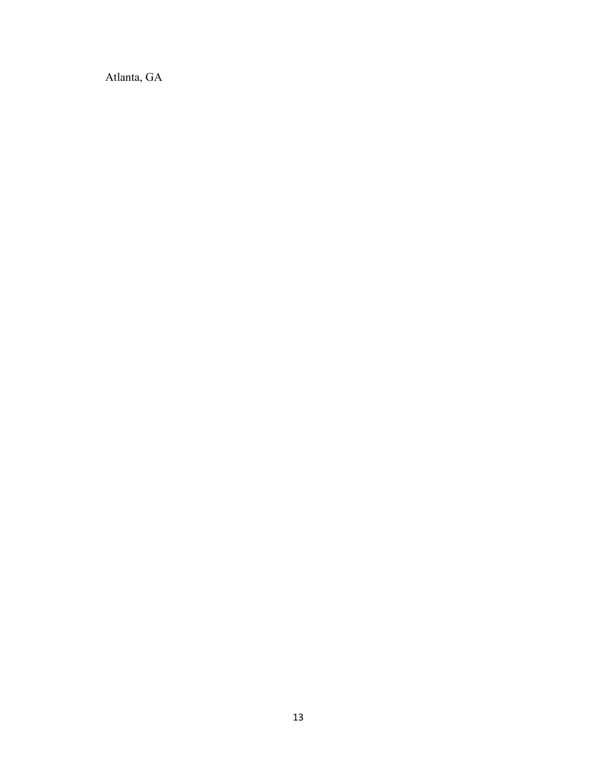Atlanta, GA